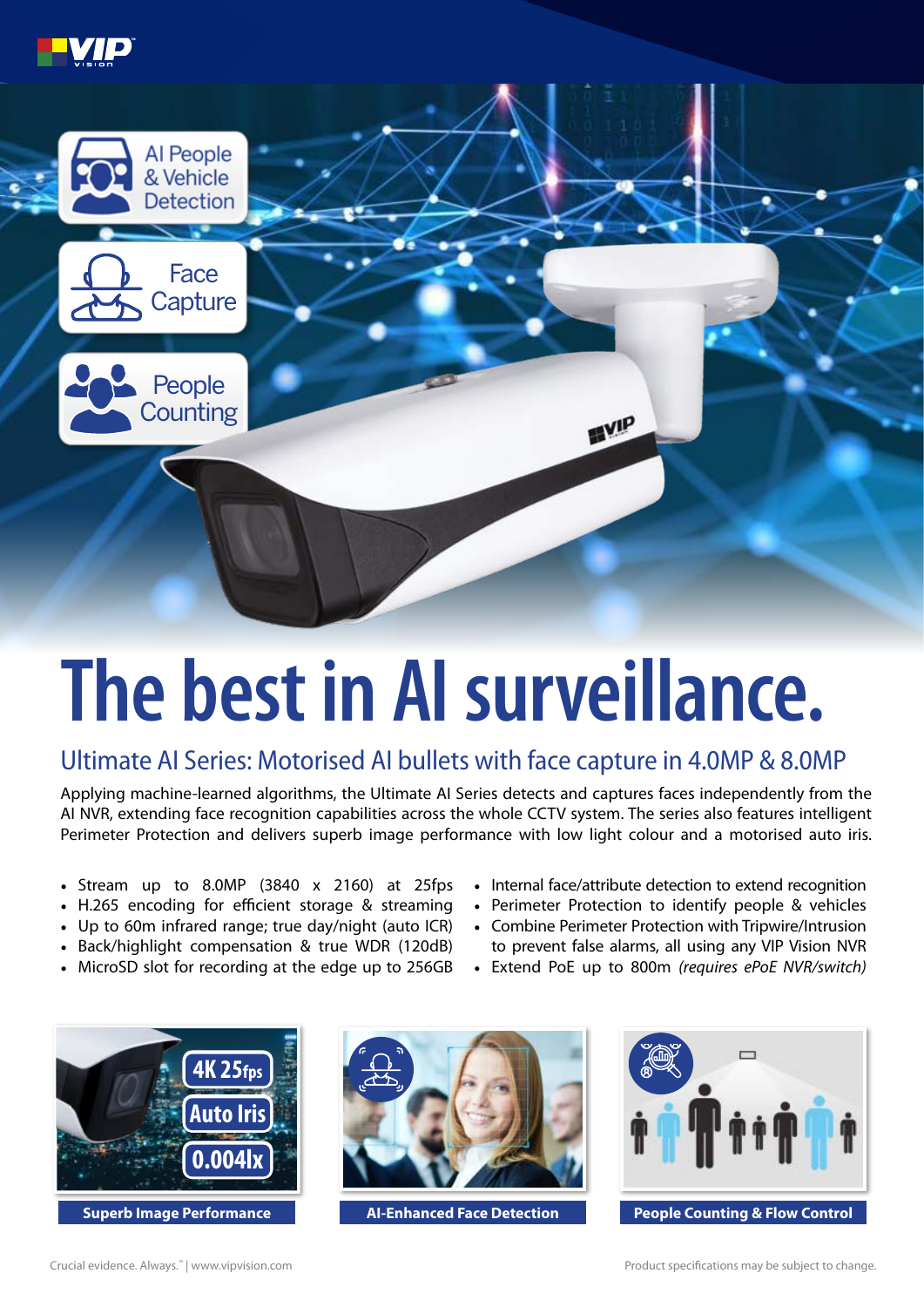AI People & Vehicle Detection

Face Capture

People Counting

# The best in AI surveillance.

## Ultimate AI Series: Motorised AI bullets with face capture in 4.0MP & 8.0MP

Applying machine-learned algorithms, the Ultimate AI Series detects and captures faces independently from the AI NVR, extending face recognition capabilities across the whole CCTV system. The series also features intelligent Perimeter Protection and delivers superb image performance with low light colour and a motorised auto iris.

- Stream up to 8.0MP (3840 x 2160) at 25fps
- H.265 encoding for efficient storage & streaming
- Up to 60m infrared range; true day/night (auto ICR)
- Back/highlight compensation & true WDR (120dB)
- MicroSD slot for recording at the edge up to 256GB
- Internal face/attribute detection to extend recognition
- Perimeter Protection to identify people & vehicles
- Combine Perimeter Protection with Tripwire/Intrusion to prevent false alarms, all using any VIP Vision NVR
- Extend PoE up to 800m *(requires ePoE NVR/switch)*

4K 25fps | Auto Iris | 0.004lx

**Superb Image Performance**

**AI-Enhanced Face Detection**

**People Counting & Flow Control**

Crucial evidence. Always.™ | www.vipvision.com

Product specifications may be subject to change.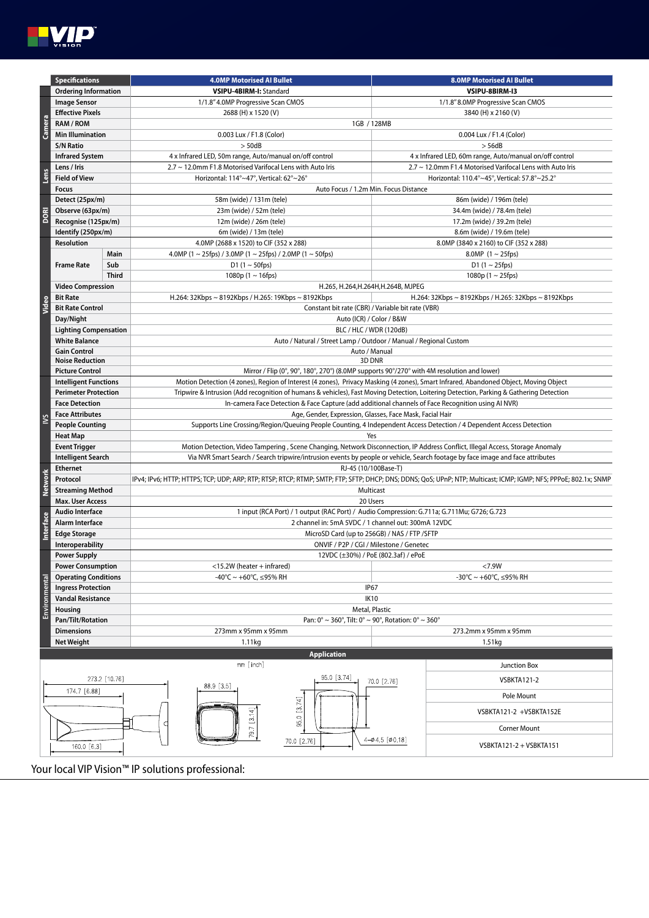| Category | Specifications | | 4.0MP Motorised AI Bullet | 8.0MP Motorised AI Bullet |
|---|---|---|---|---|
| | Ordering Information | | **VSIPU-4BIRM-I:** Standard | **VSIPU-8BIRM-I3** |
| Camera | Image Sensor | | 1/1.8" 4.0MP Progressive Scan CMOS | 1/1.8" 8.0MP Progressive Scan CMOS |
| Camera | Effective Pixels | | 2688 (H) x 1520 (V) | 3840 (H) x 2160 (V) |
| Camera | RAM / ROM | | 1GB / 128MB | 1GB / 128MB |
| Camera | Min Illumination | | 0.003 Lux / F1.8 (Color) | 0.004 Lux / F1.4 (Color) |
| Camera | S/N Ratio | | > 50dB | > 56dB |
| Camera | Infrared System | | 4 x Infrared LED, 50m range, Auto/manual on/off control | 4 x Infrared LED, 60m range, Auto/manual on/off control |
| Lens | Lens / Iris | | 2.7 ~ 12.0mm F1.8 Motorised Varifocal Lens with Auto Iris | 2.7 ~ 12.0mm F1.4 Motorised Varifocal Lens with Auto Iris |
| Lens | Field of View | | Horizontal: 114°~47°, Vertical: 62°~26° | Horizontal: 110.4°~45°, Vertical: 57.8°~25.2° |
| Lens | Focus | | Auto Focus / 1.2m Min. Focus Distance | Auto Focus / 1.2m Min. Focus Distance |
| DORI | Detect (25px/m) | | 58m (wide) / 131m (tele) | 86m (wide) / 196m (tele) |
| DORI | Observe (63px/m) | | 23m (wide) / 52m (tele) | 34.4m (wide) / 78.4m (tele) |
| DORI | Recognise (125px/m) | | 12m (wide) / 26m (tele) | 17.2m (wide) / 39.2m (tele) |
| DORI | Identify (250px/m) | | 6m (wide) / 13m (tele) | 8.6m (wide) / 19.6m (tele) |
| Video | Resolution | | 4.0MP (2688 x 1520) to CIF (352 x 288) | 8.0MP (3840 x 2160) to CIF (352 x 288) |
| Video | Frame Rate | Main | 4.0MP (1 ~ 25fps) / 3.0MP (1 ~ 25fps) / 2.0MP (1 ~ 50fps) | 8.0MP (1 ~ 25fps) |
| Video | Frame Rate | Sub | D1 (1 ~ 50fps) | D1 (1 ~ 25fps) |
| Video | Frame Rate | Third | 1080p (1 ~ 16fps) | 1080p (1 ~ 25fps) |
| Video | Video Compression | | H.265, H.264,H.264H,H.264B, MJPEG | H.265, H.264,H.264H,H.264B, MJPEG |
| Video | Bit Rate | | H.264: 32Kbps ~ 8192Kbps / H.265: 19Kbps ~ 8192Kbps | H.264: 32Kbps ~ 8192Kbps / H.265: 32Kbps ~ 8192Kbps |
| Video | Bit Rate Control | | Constant bit rate (CBR) / Variable bit rate (VBR) | Constant bit rate (CBR) / Variable bit rate (VBR) |
| Video | Day/Night | | Auto (ICR) / Color / B&W | Auto (ICR) / Color / B&W |
| Video | Lighting Compensation | | BLC / HLC / WDR (120dB) | BLC / HLC / WDR (120dB) |
| Video | White Balance | | Auto / Natural / Street Lamp / Outdoor / Manual / Regional Custom | Auto / Natural / Street Lamp / Outdoor / Manual / Regional Custom |
| Video | Gain Control | | Auto / Manual | Auto / Manual |
| Video | Noise Reduction | | 3D DNR | 3D DNR |
| Video | Picture Control | | Mirror / Flip (0°, 90°, 180°, 270°) (8.0MP supports 90°/270° with 4M resolution and lower) | Mirror / Flip (0°, 90°, 180°, 270°) (8.0MP supports 90°/270° with 4M resolution and lower) |
| IVS | Intelligent Functions | | Motion Detection (4 zones), Region of Interest (4 zones), Privacy Masking (4 zones), Smart Infrared, Abandoned Object, Moving Object | Motion Detection (4 zones), Region of Interest (4 zones), Privacy Masking (4 zones), Smart Infrared, Abandoned Object, Moving Object |
| IVS | Perimeter Protection | | Tripwire & Intrusion (Add recognition of humans & vehicles), Fast Moving Detection, Loitering Detection, Parking & Gathering Detection | Tripwire & Intrusion (Add recognition of humans & vehicles), Fast Moving Detection, Loitering Detection, Parking & Gathering Detection |
| IVS | Face Detection | | In-camera Face Detection & Face Capture (add additional channels of Face Recognition using AI NVR) | In-camera Face Detection & Face Capture (add additional channels of Face Recognition using AI NVR) |
| IVS | Face Attributes | | Age, Gender, Expression, Glasses, Face Mask, Facial Hair | Age, Gender, Expression, Glasses, Face Mask, Facial Hair |
| IVS | People Counting | | Supports Line Crossing/Region/Queuing People Counting, 4 Independent Access Detection / 4 Dependent Access Detection | Supports Line Crossing/Region/Queuing People Counting, 4 Independent Access Detection / 4 Dependent Access Detection |
| IVS | Heat Map | | Yes | Yes |
| IVS | Event Trigger | | Motion Detection, Video Tampering , Scene Changing, Network Disconnection, IP Address Conflict, Illegal Access, Storage Anomaly | Motion Detection, Video Tampering , Scene Changing, Network Disconnection, IP Address Conflict, Illegal Access, Storage Anomaly |
| IVS | Intelligent Search | | Via NVR Smart Search / Search tripwire/intrusion events by people or vehicle, Search footage by face image and face attributes | Via NVR Smart Search / Search tripwire/intrusion events by people or vehicle, Search footage by face image and face attributes |
| Network | Ethernet | | RJ-45 (10/100Base-T) | RJ-45 (10/100Base-T) |
| Network | Protocol | | IPv4; IPv6; HTTP; HTTPS; TCP; UDP; ARP; RTP; RTSP; RTCP; RTMP; SMTP; FTP; SFTP; DHCP; DNS; DDNS; QoS; UPnP; NTP; Multicast; ICMP; IGMP; NFS; PPPoE; 802.1x; SNMP | IPv4; IPv6; HTTP; HTTPS; TCP; UDP; ARP; RTP; RTSP; RTCP; RTMP; SMTP; FTP; SFTP; DHCP; DNS; DDNS; QoS; UPnP; NTP; Multicast; ICMP; IGMP; NFS; PPPoE; 802.1x; SNMP |
| Network | Streaming Method | | Multicast | Multicast |
| Network | Max. User Access | | 20 Users | 20 Users |
| Interface | Audio Interface | | 1 input (RCA Port) / 1 output (RAC Port) / Audio Compression: G.711a; G.711Mu; G726; G.723 | 1 input (RCA Port) / 1 output (RAC Port) / Audio Compression: G.711a; G.711Mu; G726; G.723 |
| Interface | Alarm Interface | | 2 channel in: 5mA 5VDC / 1 channel out: 300mA 12VDC | 2 channel in: 5mA 5VDC / 1 channel out: 300mA 12VDC |
| Interface | Edge Storage | | MicroSD Card (up to 256GB) / NAS / FTP /SFTP | MicroSD Card (up to 256GB) / NAS / FTP /SFTP |
| Interface | Interoperability | | ONVIF / P2P / CGI / Milestone / Genetec | ONVIF / P2P / CGI / Milestone / Genetec |
| Environmental | Power Supply | | 12VDC (±30%) / PoE (802.3af) / ePoE | 12VDC (±30%) / PoE (802.3af) / ePoE |
| Environmental | Power Consumption | | <15.2W (heater + infrared) | <7.9W |
| Environmental | Operating Conditions | | -40°C ~ +60°C, ≤95% RH | -30°C ~ +60°C, ≤95% RH |
| Environmental | Ingress Protection | | IP67 | IP67 |
| Environmental | Vandal Resistance | | IK10 | IK10 |
| Environmental | Housing | | Metal, Plastic | Metal, Plastic |
| Environmental | Pan/Tilt/Rotation | | Pan: 0° ~ 360°, Tilt: 0° ~ 90°, Rotation: 0° ~ 360° | Pan: 0° ~ 360°, Tilt: 0° ~ 90°, Rotation: 0° ~ 360° |
| Environmental | Dimensions | | 273mm x 95mm x 95mm | 273.2mm x 95mm x 95mm |
| Environmental | Net Weight | | 1.11kg | 1.51kg |

## Application

mm [inch]

273.2 [10.76]
174.7 [6.88]
160.0 [6.3]
88.9 [3.5]
79.7 [3.14]
95.0 [3.74]
95.0 [3.74]
70.0 [2.76]
70.0 [2.76]
4-Ø4.5 [Ø0.18]

| | |
|---|---|
| Junction Box | VSBKTA121-2 |
| Pole Mount | VSBKTA121-2 +VSBKTA152E |
| Corner Mount | VSBKTA121-2 + VSBKTA151 |

Your local VIP Vision™ IP solutions professional: